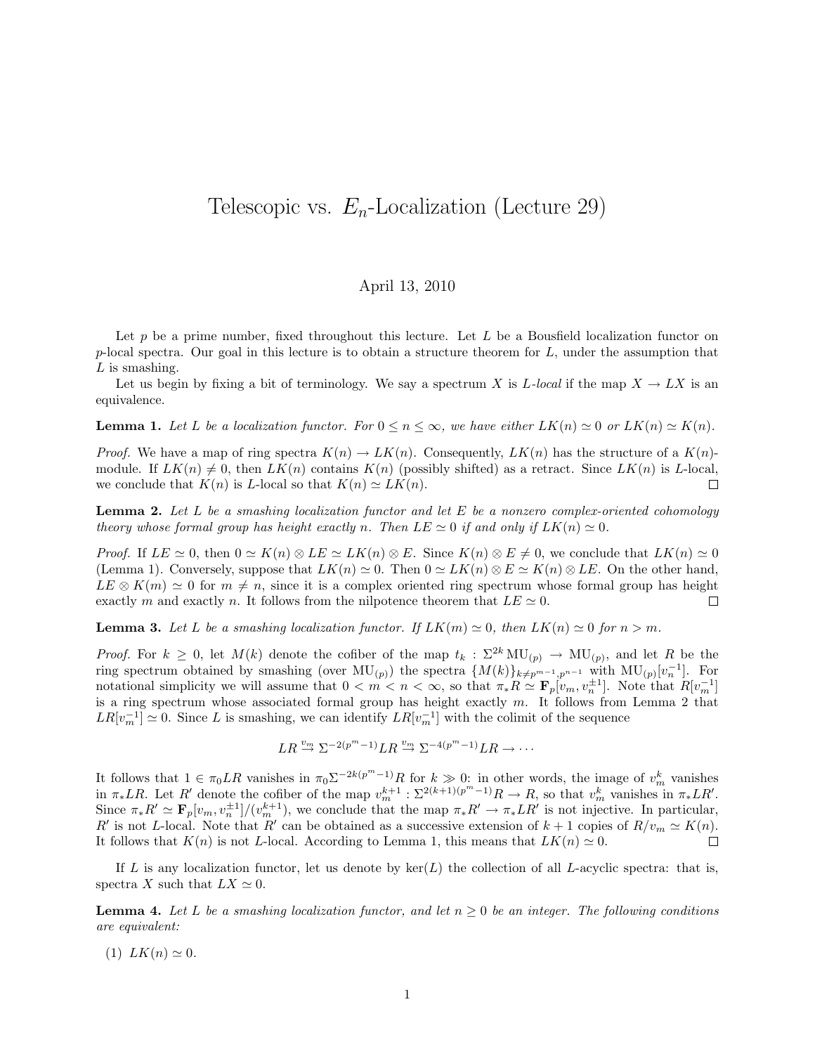# Telescopic vs. $E_n$-Localization (Lecture 29)

April 13, 2010

Let $p$ be a prime number, fixed throughout this lecture. Let $L$ be a Bousfield localization functor on $p$-local spectra. Our goal in this lecture is to obtain a structure theorem for $L$, under the assumption that $L$ is smashing.

Let us begin by fixing a bit of terminology. We say a spectrum $X$ is *$L$-local* if the map $X \to LX$ is an equivalence.

**Lemma 1.** *Let $L$ be a localization functor. For $0 \leq n \leq \infty$, we have either $LK(n) \simeq 0$ or $LK(n) \simeq K(n)$.*

*Proof.* We have a map of ring spectra $K(n) \to LK(n)$. Consequently, $LK(n)$ has the structure of a $K(n)$-module. If $LK(n) \neq 0$, then $LK(n)$ contains $K(n)$ (possibly shifted) as a retract. Since $LK(n)$ is $L$-local, we conclude that $K(n)$ is $L$-local so that $K(n) \simeq LK(n)$. □

**Lemma 2.** *Let $L$ be a smashing localization functor and let $E$ be a nonzero complex-oriented cohomology theory whose formal group has height exactly $n$. Then $LE \simeq 0$ if and only if $LK(n) \simeq 0$.*

*Proof.* If $LE \simeq 0$, then $0 \simeq K(n) \otimes LE \simeq LK(n) \otimes E$. Since $K(n) \otimes E \neq 0$, we conclude that $LK(n) \simeq 0$ (Lemma 1). Conversely, suppose that $LK(n) \simeq 0$. Then $0 \simeq LK(n) \otimes E \simeq K(n) \otimes LE$. On the other hand, $LE \otimes K(m) \simeq 0$ for $m \neq n$, since it is a complex oriented ring spectrum whose formal group has height exactly $m$ and exactly $n$. It follows from the nilpotence theorem that $LE \simeq 0$. □

**Lemma 3.** *Let $L$ be a smashing localization functor. If $LK(m) \simeq 0$, then $LK(n) \simeq 0$ for $n > m$.*

*Proof.* For $k \geq 0$, let $M(k)$ denote the cofiber of the map $t_k : \Sigma^{2k}\,\mathrm{MU}_{(p)} \to \mathrm{MU}_{(p)}$, and let $R$ be the ring spectrum obtained by smashing (over $\mathrm{MU}_{(p)}$) the spectra $\{M(k)\}_{k \neq p^{m-1}, p^{n-1}}$ with $\mathrm{MU}_{(p)}[v_n^{-1}]$. For notational simplicity we will assume that $0 < m < n < \infty$, so that $\pi_* R \simeq \mathbf{F}_p[v_m, v_n^{\pm 1}]$. Note that $R[v_m^{-1}]$ is a ring spectrum whose associated formal group has height exactly $m$. It follows from Lemma 2 that $LR[v_m^{-1}] \simeq 0$. Since $L$ is smashing, we can identify $LR[v_m^{-1}]$ with the colimit of the sequence

$$LR \xrightarrow{v_m} \Sigma^{-2(p^m-1)} LR \xrightarrow{v_m} \Sigma^{-4(p^m-1)} LR \to \cdots$$

It follows that $1 \in \pi_0 LR$ vanishes in $\pi_0 \Sigma^{-2k(p^m-1)} R$ for $k \gg 0$: in other words, the image of $v_m^k$ vanishes in $\pi_* LR$. Let $R'$ denote the cofiber of the map $v_m^{k+1} : \Sigma^{2(k+1)(p^m-1)} R \to R$, so that $v_m^k$ vanishes in $\pi_* LR'$. Since $\pi_* R' \simeq \mathbf{F}_p[v_m, v_n^{\pm 1}]/(v_m^{k+1})$, we conclude that the map $\pi_* R' \to \pi_* LR'$ is not injective. In particular, $R'$ is not $L$-local. Note that $R'$ can be obtained as a successive extension of $k+1$ copies of $R/v_m \simeq K(n)$. It follows that $K(n)$ is not $L$-local. According to Lemma 1, this means that $LK(n) \simeq 0$. □

If $L$ is any localization functor, let us denote by $\ker(L)$ the collection of all $L$-acyclic spectra: that is, spectra $X$ such that $LX \simeq 0$.

**Lemma 4.** *Let $L$ be a smashing localization functor, and let $n \geq 0$ be an integer. The following conditions are equivalent:*

(1) $LK(n) \simeq 0$.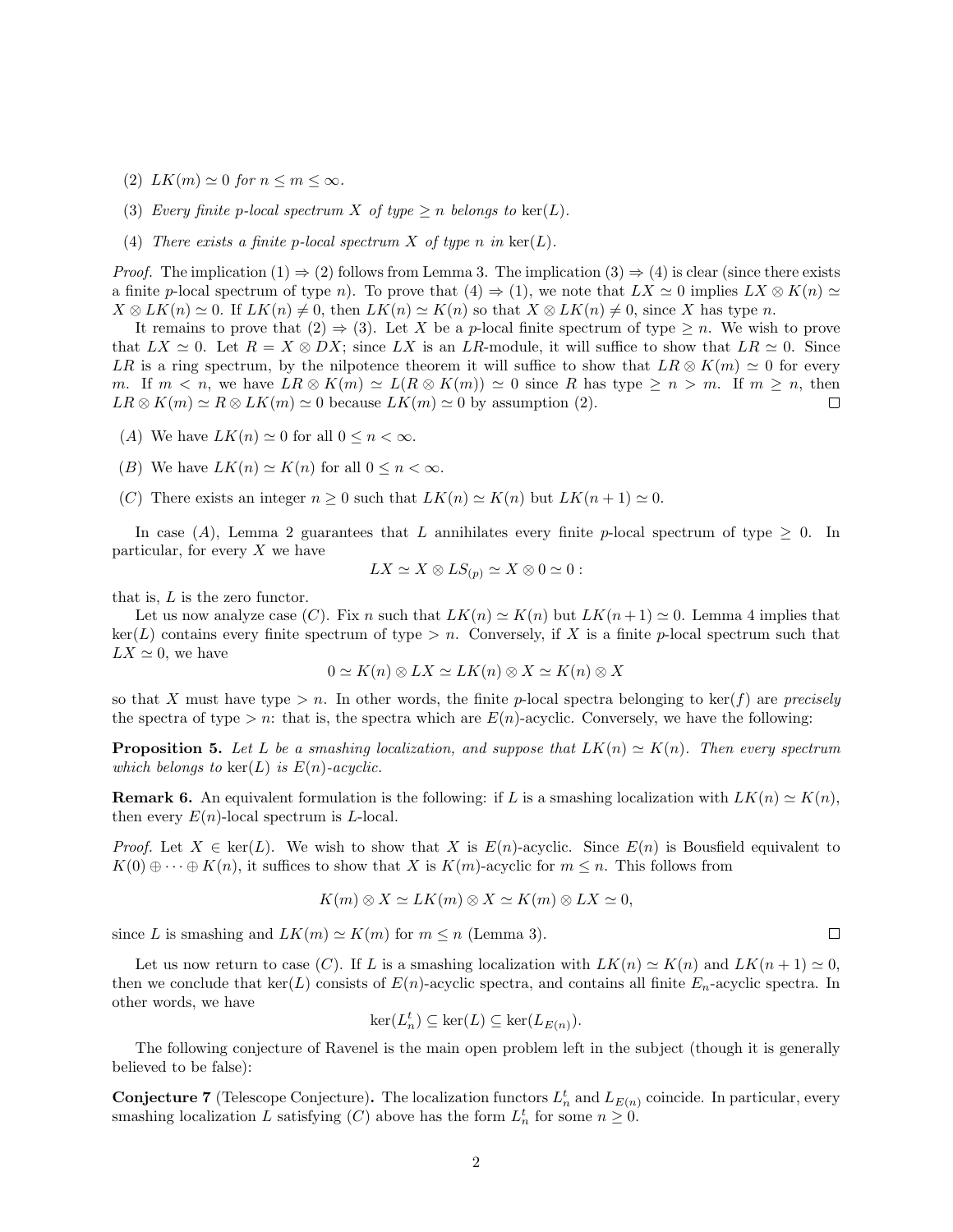(2) $LK(m) \simeq 0$ *for* $n \leq m \leq \infty$.

(3) *Every finite* $p$*-local spectrum* $X$ *of type* $\geq n$ *belongs to* $\ker(L)$.

(4) *There exists a finite* $p$*-local spectrum* $X$ *of type* $n$ *in* $\ker(L)$.

*Proof.* The implication (1) $\Rightarrow$ (2) follows from Lemma 3. The implication (3) $\Rightarrow$ (4) is clear (since there exists a finite $p$-local spectrum of type $n$). To prove that (4) $\Rightarrow$ (1), we note that $LX \simeq 0$ implies $LX \otimes K(n) \simeq X \otimes LK(n) \simeq 0$. If $LK(n) \neq 0$, then $LK(n) \simeq K(n)$ so that $X \otimes LK(n) \neq 0$, since $X$ has type $n$.

It remains to prove that (2) $\Rightarrow$ (3). Let $X$ be a $p$-local finite spectrum of type $\geq n$. We wish to prove that $LX \simeq 0$. Let $R = X \otimes DX$; since $LX$ is an $LR$-module, it will suffice to show that $LR \simeq 0$. Since $LR$ is a ring spectrum, by the nilpotence theorem it will suffice to show that $LR \otimes K(m) \simeq 0$ for every $m$. If $m < n$, we have $LR \otimes K(m) \simeq L(R \otimes K(m)) \simeq 0$ since $R$ has type $\geq n > m$. If $m \geq n$, then $LR \otimes K(m) \simeq R \otimes LK(m) \simeq 0$ because $LK(m) \simeq 0$ by assumption (2). $\square$

($A$) We have $LK(n) \simeq 0$ for all $0 \leq n < \infty$.

($B$) We have $LK(n) \simeq K(n)$ for all $0 \leq n < \infty$.

($C$) There exists an integer $n \geq 0$ such that $LK(n) \simeq K(n)$ but $LK(n+1) \simeq 0$.

In case ($A$), Lemma 2 guarantees that $L$ annihilates every finite $p$-local spectrum of type $\geq 0$. In particular, for every $X$ we have

$$LX \simeq X \otimes LS_{(p)} \simeq X \otimes 0 \simeq 0 :$$

that is, $L$ is the zero functor.

Let us now analyze case ($C$). Fix $n$ such that $LK(n) \simeq K(n)$ but $LK(n+1) \simeq 0$. Lemma 4 implies that $\ker(L)$ contains every finite spectrum of type $> n$. Conversely, if $X$ is a finite $p$-local spectrum such that $LX \simeq 0$, we have

$$0 \simeq K(n) \otimes LX \simeq LK(n) \otimes X \simeq K(n) \otimes X$$

so that $X$ must have type $> n$. In other words, the finite $p$-local spectra belonging to $\ker(f)$ are *precisely* the spectra of type $> n$: that is, the spectra which are $E(n)$-acyclic. Conversely, we have the following:

**Proposition 5.** *Let* $L$ *be a smashing localization, and suppose that* $LK(n) \simeq K(n)$*. Then every spectrum which belongs to* $\ker(L)$ *is* $E(n)$*-acyclic.*

**Remark 6.** An equivalent formulation is the following: if $L$ is a smashing localization with $LK(n) \simeq K(n)$, then every $E(n)$-local spectrum is $L$-local.

*Proof.* Let $X \in \ker(L)$. We wish to show that $X$ is $E(n)$-acyclic. Since $E(n)$ is Bousfield equivalent to $K(0) \oplus \cdots \oplus K(n)$, it suffices to show that $X$ is $K(m)$-acyclic for $m \leq n$. This follows from

$$K(m) \otimes X \simeq LK(m) \otimes X \simeq K(m) \otimes LX \simeq 0,$$

since $L$ is smashing and $LK(m) \simeq K(m)$ for $m \leq n$ (Lemma 3). $\square$

Let us now return to case ($C$). If $L$ is a smashing localization with $LK(n) \simeq K(n)$ and $LK(n+1) \simeq 0$, then we conclude that $\ker(L)$ consists of $E(n)$-acyclic spectra, and contains all finite $E_n$-acyclic spectra. In other words, we have

$$\ker(L_n^t) \subseteq \ker(L) \subseteq \ker(L_{E(n)}).$$

The following conjecture of Ravenel is the main open problem left in the subject (though it is generally believed to be false):

**Conjecture 7** (Telescope Conjecture)**.** The localization functors $L_n^t$ and $L_{E(n)}$ coincide. In particular, every smashing localization $L$ satisfying ($C$) above has the form $L_n^t$ for some $n \geq 0$.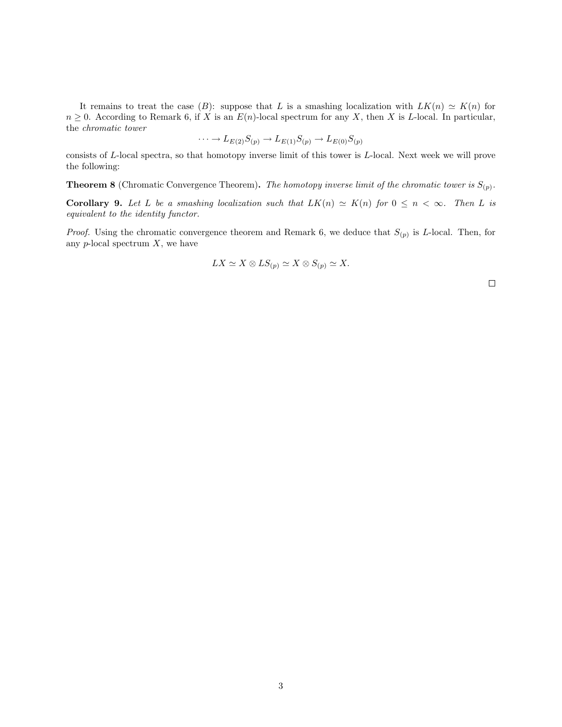It remains to treat the case ($B$): suppose that $L$ is a smashing localization with $LK(n) \simeq K(n)$ for $n \geq 0$. According to Remark 6, if $X$ is an $E(n)$-local spectrum for any $X$, then $X$ is $L$-local. In particular, the *chromatic tower*

$$\cdots \to L_{E(2)}S_{(p)} \to L_{E(1)}S_{(p)} \to L_{E(0)}S_{(p)}$$

consists of $L$-local spectra, so that homotopy inverse limit of this tower is $L$-local. Next week we will prove the following:

**Theorem 8** (Chromatic Convergence Theorem)**.** *The homotopy inverse limit of the chromatic tower is $S_{(p)}$.*

**Corollary 9.** *Let $L$ be a smashing localization such that $LK(n) \simeq K(n)$ for $0 \leq n < \infty$. Then $L$ is equivalent to the identity functor.*

*Proof.* Using the chromatic convergence theorem and Remark 6, we deduce that $S_{(p)}$ is $L$-local. Then, for any $p$-local spectrum $X$, we have

$$LX \simeq X \otimes LS_{(p)} \simeq X \otimes S_{(p)} \simeq X.$$

□